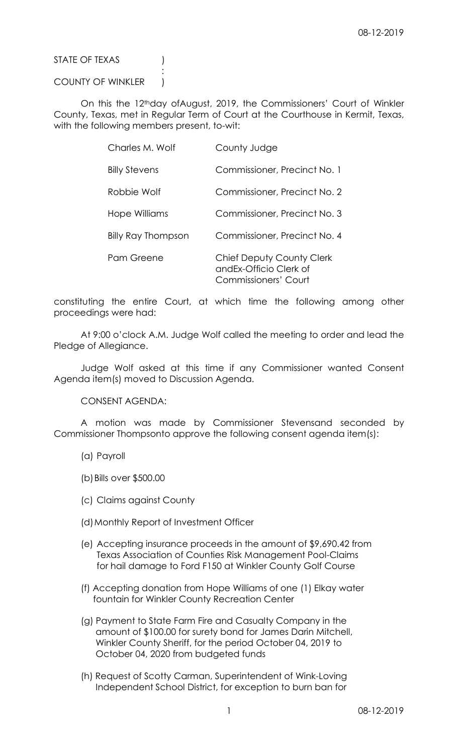STATE OF TEXAS )
:
COUNTY OF WINKLER )

On this the 12th day of August, 2019, the Commissioners' Court of Winkler County, Texas, met in Regular Term of Court at the Courthouse in Kermit, Texas, with the following members present, to-wit:

| | |
|---|---|
| Charles M. Wolf | County Judge |
| Billy Stevens | Commissioner, Precinct No. 1 |
| Robbie Wolf | Commissioner, Precinct No. 2 |
| Hope Williams | Commissioner, Precinct No. 3 |
| Billy Ray Thompson | Commissioner, Precinct No. 4 |
| Pam Greene | Chief Deputy County Clerk andEx-Officio Clerk of Commissioners' Court |

constituting the entire Court, at which time the following among other proceedings were had:

At 9:00 o'clock A.M. Judge Wolf called the meeting to order and lead the Pledge of Allegiance.

Judge Wolf asked at this time if any Commissioner wanted Consent Agenda item(s) moved to Discussion Agenda.

CONSENT AGENDA:

A motion was made by Commissioner Stevensand seconded by Commissioner Thompsonto approve the following consent agenda item(s):

(a) Payroll

(b) Bills over $500.00

(c) Claims against County

(d) Monthly Report of Investment Officer

(e) Accepting insurance proceeds in the amount of $9,690.42 from Texas Association of Counties Risk Management Pool-Claims for hail damage to Ford F150 at Winkler County Golf Course

(f) Accepting donation from Hope Williams of one (1) Elkay water fountain for Winkler County Recreation Center

(g) Payment to State Farm Fire and Casualty Company in the amount of $100.00 for surety bond for James Darin Mitchell, Winkler County Sheriff, for the period October 04, 2019 to October 04, 2020 from budgeted funds

(h) Request of Scotty Carman, Superintendent of Wink-Loving Independent School District, for exception to burn ban for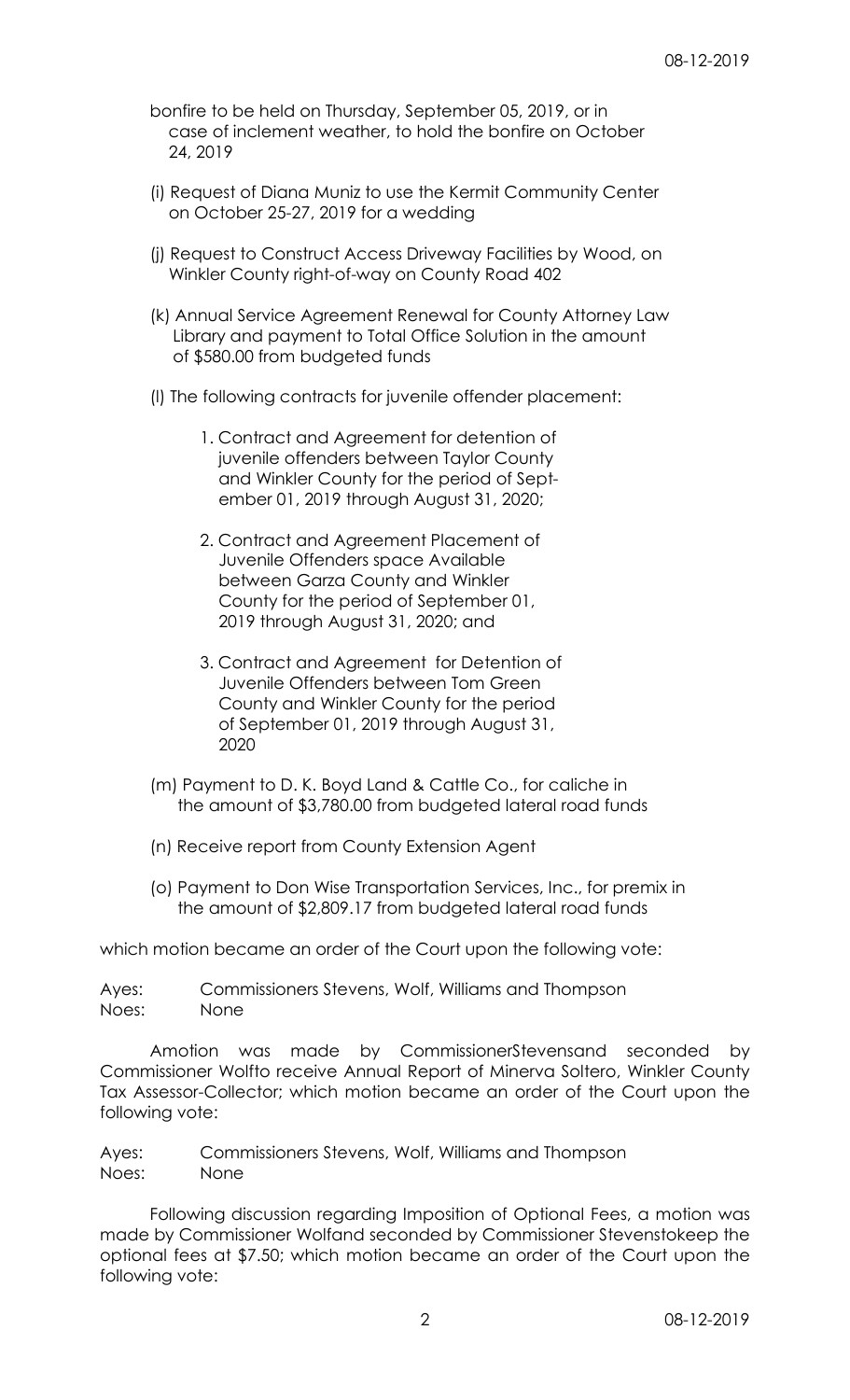bonfire to be held on Thursday, September 05, 2019, or in case of inclement weather, to hold the bonfire on October 24, 2019

(i) Request of Diana Muniz to use the Kermit Community Center on October 25-27, 2019 for a wedding

(j) Request to Construct Access Driveway Facilities by Wood, on Winkler County right-of-way on County Road 402

(k) Annual Service Agreement Renewal for County Attorney Law Library and payment to Total Office Solution in the amount of $580.00 from budgeted funds

(l) The following contracts for juvenile offender placement:

1. Contract and Agreement for detention of juvenile offenders between Taylor County and Winkler County for the period of September 01, 2019 through August 31, 2020;

2. Contract and Agreement Placement of Juvenile Offenders space Available between Garza County and Winkler County for the period of September 01, 2019 through August 31, 2020; and

3. Contract and Agreement for Detention of Juvenile Offenders between Tom Green County and Winkler County for the period of September 01, 2019 through August 31, 2020

(m) Payment to D. K. Boyd Land & Cattle Co., for caliche in the amount of $3,780.00 from budgeted lateral road funds

(n) Receive report from County Extension Agent

(o) Payment to Don Wise Transportation Services, Inc., for premix in the amount of $2,809.17 from budgeted lateral road funds

which motion became an order of the Court upon the following vote:

Ayes: Commissioners Stevens, Wolf, Williams and Thompson
Noes: None

Amotion was made by CommissionerStevensand seconded by Commissioner Wolfto receive Annual Report of Minerva Soltero, Winkler County Tax Assessor-Collector; which motion became an order of the Court upon the following vote:

Ayes: Commissioners Stevens, Wolf, Williams and Thompson
Noes: None

Following discussion regarding Imposition of Optional Fees, a motion was made by Commissioner Wolfand seconded by Commissioner Stevenstokeep the optional fees at $7.50; which motion became an order of the Court upon the following vote: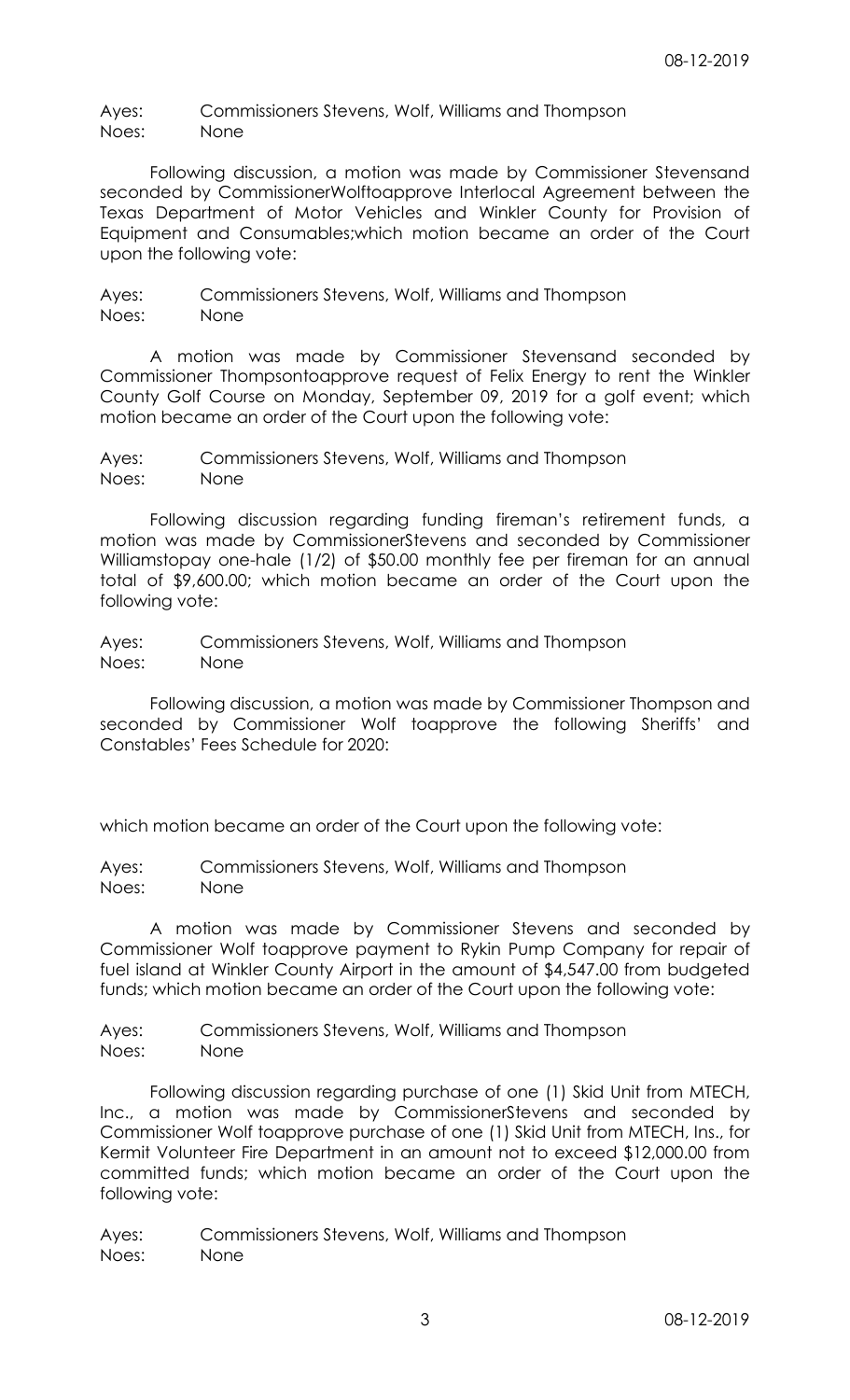Ayes: Commissioners Stevens, Wolf, Williams and Thompson
Noes: None

Following discussion, a motion was made by Commissioner Stevensand seconded by CommissionerWolftoapprove Interlocal Agreement between the Texas Department of Motor Vehicles and Winkler County for Provision of Equipment and Consumables;which motion became an order of the Court upon the following vote:

Ayes: Commissioners Stevens, Wolf, Williams and Thompson
Noes: None

A motion was made by Commissioner Stevensand seconded by Commissioner Thompsontoapprove request of Felix Energy to rent the Winkler County Golf Course on Monday, September 09, 2019 for a golf event; which motion became an order of the Court upon the following vote:

Ayes: Commissioners Stevens, Wolf, Williams and Thompson
Noes: None

Following discussion regarding funding fireman's retirement funds, a motion was made by CommissionerStevens and seconded by Commissioner Williamstopay one-hale (1/2) of $50.00 monthly fee per fireman for an annual total of $9,600.00; which motion became an order of the Court upon the following vote:

Ayes: Commissioners Stevens, Wolf, Williams and Thompson
Noes: None

Following discussion, a motion was made by Commissioner Thompson and seconded by Commissioner Wolf toapprove the following Sheriffs' and Constables' Fees Schedule for 2020:

which motion became an order of the Court upon the following vote:

Ayes: Commissioners Stevens, Wolf, Williams and Thompson
Noes: None

A motion was made by Commissioner Stevens and seconded by Commissioner Wolf toapprove payment to Rykin Pump Company for repair of fuel island at Winkler County Airport in the amount of $4,547.00 from budgeted funds; which motion became an order of the Court upon the following vote:

Ayes: Commissioners Stevens, Wolf, Williams and Thompson
Noes: None

Following discussion regarding purchase of one (1) Skid Unit from MTECH, Inc., a motion was made by CommissionerStevens and seconded by Commissioner Wolf toapprove purchase of one (1) Skid Unit from MTECH, Ins., for Kermit Volunteer Fire Department in an amount not to exceed $12,000.00 from committed funds; which motion became an order of the Court upon the following vote:

Ayes: Commissioners Stevens, Wolf, Williams and Thompson
Noes: None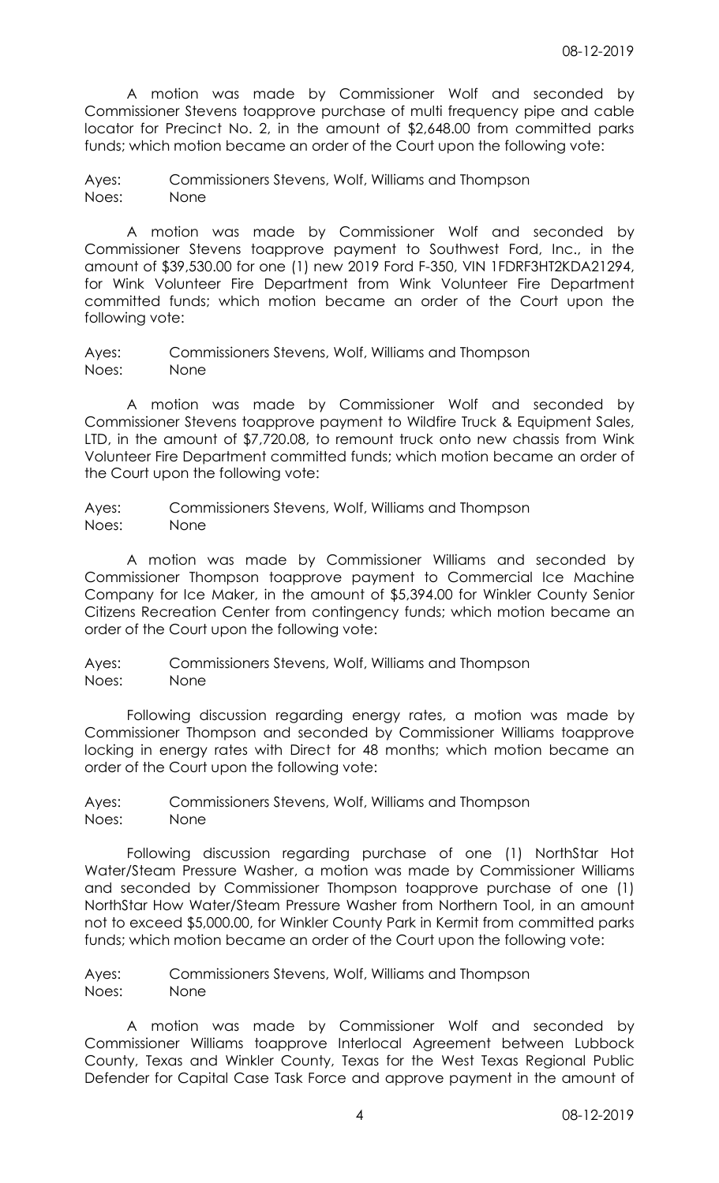A motion was made by Commissioner Wolf and seconded by Commissioner Stevens toapprove purchase of multi frequency pipe and cable locator for Precinct No. 2, in the amount of $2,648.00 from committed parks funds; which motion became an order of the Court upon the following vote:

Ayes: Commissioners Stevens, Wolf, Williams and Thompson
Noes: None

A motion was made by Commissioner Wolf and seconded by Commissioner Stevens toapprove payment to Southwest Ford, Inc., in the amount of $39,530.00 for one (1) new 2019 Ford F-350, VIN 1FDRF3HT2KDA21294, for Wink Volunteer Fire Department from Wink Volunteer Fire Department committed funds; which motion became an order of the Court upon the following vote:

Ayes: Commissioners Stevens, Wolf, Williams and Thompson
Noes: None

A motion was made by Commissioner Wolf and seconded by Commissioner Stevens toapprove payment to Wildfire Truck & Equipment Sales, LTD, in the amount of $7,720.08, to remount truck onto new chassis from Wink Volunteer Fire Department committed funds; which motion became an order of the Court upon the following vote:

Ayes: Commissioners Stevens, Wolf, Williams and Thompson
Noes: None

A motion was made by Commissioner Williams and seconded by Commissioner Thompson toapprove payment to Commercial Ice Machine Company for Ice Maker, in the amount of $5,394.00 for Winkler County Senior Citizens Recreation Center from contingency funds; which motion became an order of the Court upon the following vote:

Ayes: Commissioners Stevens, Wolf, Williams and Thompson
Noes: None

Following discussion regarding energy rates, a motion was made by Commissioner Thompson and seconded by Commissioner Williams toapprove locking in energy rates with Direct for 48 months; which motion became an order of the Court upon the following vote:

Ayes: Commissioners Stevens, Wolf, Williams and Thompson
Noes: None

Following discussion regarding purchase of one (1) NorthStar Hot Water/Steam Pressure Washer, a motion was made by Commissioner Williams and seconded by Commissioner Thompson toapprove purchase of one (1) NorthStar How Water/Steam Pressure Washer from Northern Tool, in an amount not to exceed $5,000.00, for Winkler County Park in Kermit from committed parks funds; which motion became an order of the Court upon the following vote:

Ayes: Commissioners Stevens, Wolf, Williams and Thompson
Noes: None

A motion was made by Commissioner Wolf and seconded by Commissioner Williams toapprove Interlocal Agreement between Lubbock County, Texas and Winkler County, Texas for the West Texas Regional Public Defender for Capital Case Task Force and approve payment in the amount of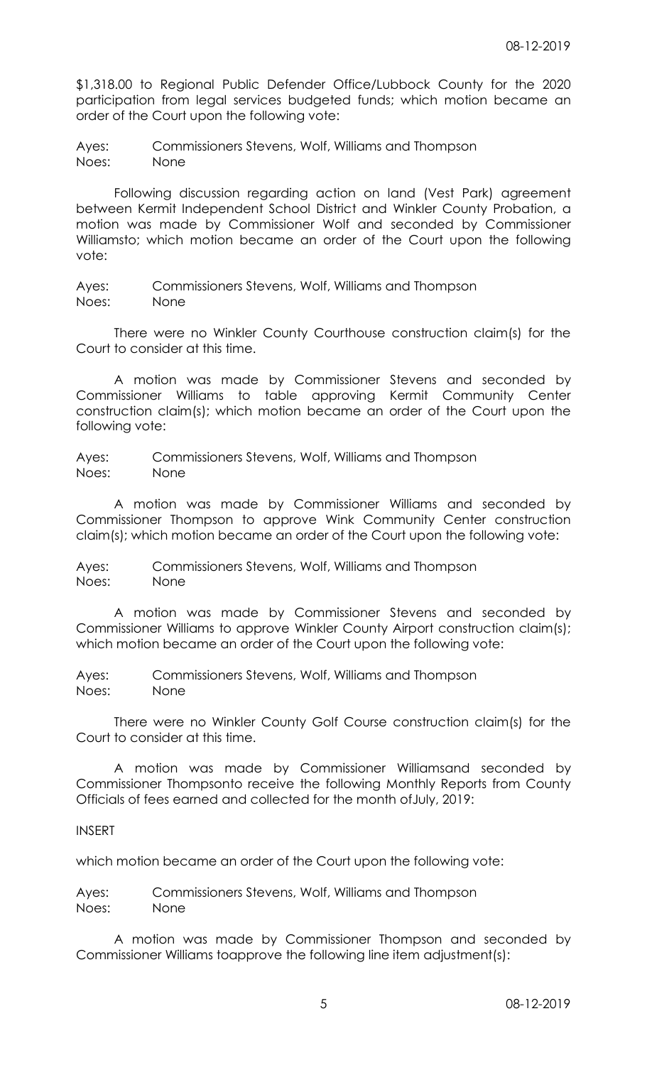$1,318.00 to Regional Public Defender Office/Lubbock County for the 2020 participation from legal services budgeted funds; which motion became an order of the Court upon the following vote:

Ayes: Commissioners Stevens, Wolf, Williams and Thompson
Noes: None

Following discussion regarding action on land (Vest Park) agreement between Kermit Independent School District and Winkler County Probation, a motion was made by Commissioner Wolf and seconded by Commissioner Williamsto; which motion became an order of the Court upon the following vote:

Ayes: Commissioners Stevens, Wolf, Williams and Thompson
Noes: None

There were no Winkler County Courthouse construction claim(s) for the Court to consider at this time.

A motion was made by Commissioner Stevens and seconded by Commissioner Williams to table approving Kermit Community Center construction claim(s); which motion became an order of the Court upon the following vote:

Ayes: Commissioners Stevens, Wolf, Williams and Thompson
Noes: None

A motion was made by Commissioner Williams and seconded by Commissioner Thompson to approve Wink Community Center construction claim(s); which motion became an order of the Court upon the following vote:

Ayes: Commissioners Stevens, Wolf, Williams and Thompson
Noes: None

A motion was made by Commissioner Stevens and seconded by Commissioner Williams to approve Winkler County Airport construction claim(s); which motion became an order of the Court upon the following vote:

Ayes: Commissioners Stevens, Wolf, Williams and Thompson
Noes: None

There were no Winkler County Golf Course construction claim(s) for the Court to consider at this time.

A motion was made by Commissioner Williamsand seconded by Commissioner Thompsonto receive the following Monthly Reports from County Officials of fees earned and collected for the month ofJuly, 2019:

INSERT

which motion became an order of the Court upon the following vote:

Ayes: Commissioners Stevens, Wolf, Williams and Thompson
Noes: None

A motion was made by Commissioner Thompson and seconded by Commissioner Williams toapprove the following line item adjustment(s):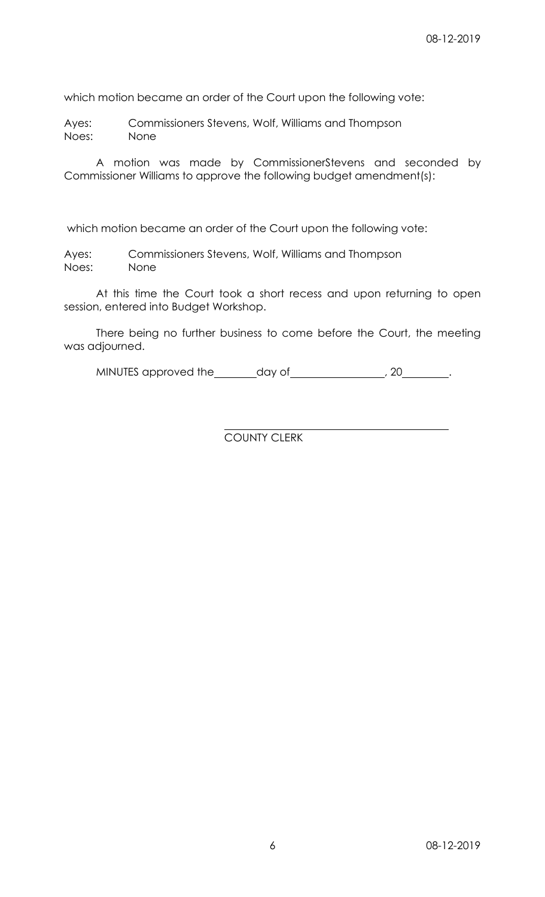which motion became an order of the Court upon the following vote:

Ayes: Commissioners Stevens, Wolf, Williams and Thompson
Noes: None

A motion was made by CommissionerStevens and seconded by Commissioner Williams to approve the following budget amendment(s):

which motion became an order of the Court upon the following vote:

Ayes: Commissioners Stevens, Wolf, Williams and Thompson
Noes: None

At this time the Court took a short recess and upon returning to open session, entered into Budget Workshop.

There being no further business to come before the Court, the meeting was adjourned.

MINUTES approved the ______ day of ______________, 20______.

______________________________
COUNTY CLERK